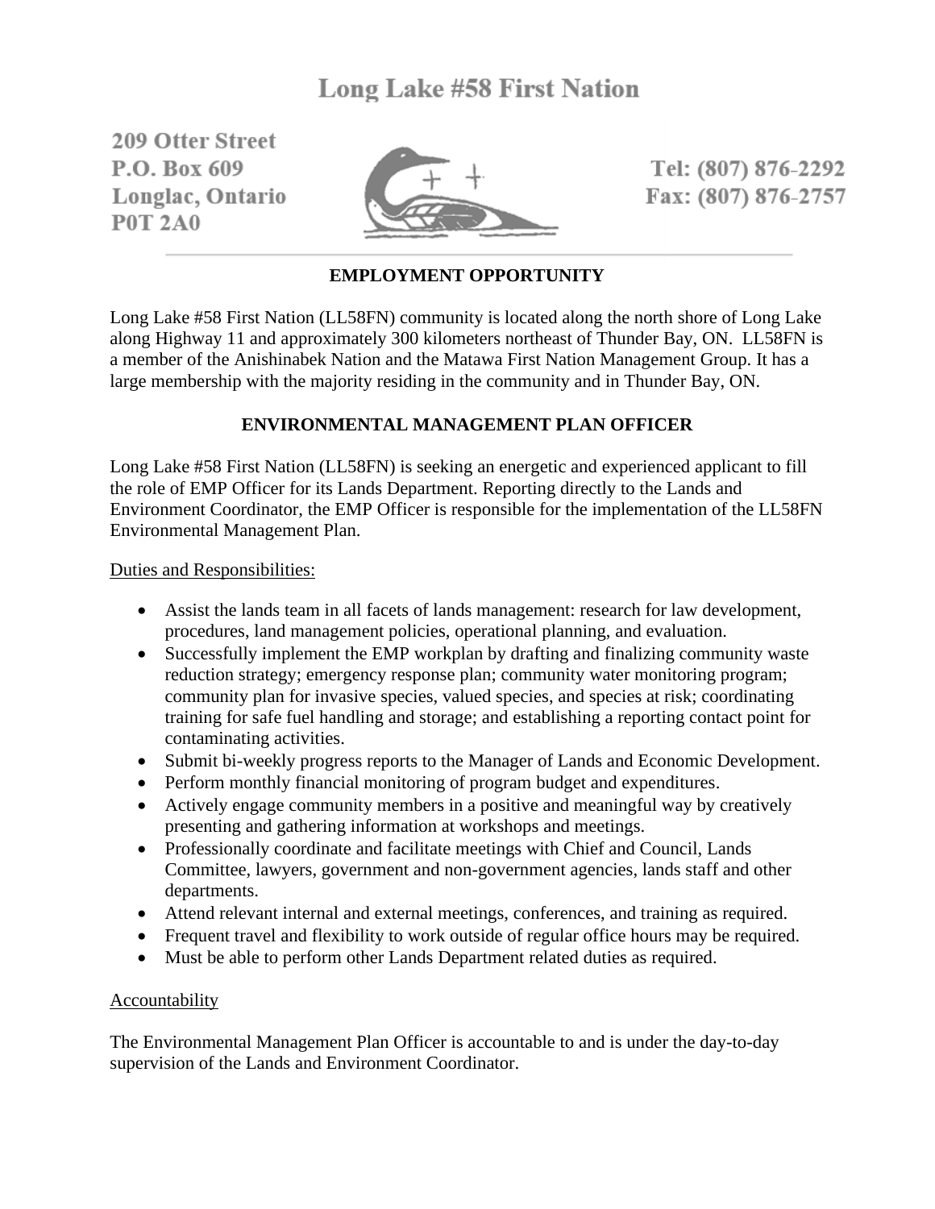# Long Lake #58 First Nation

209 Otter Street
P.O. Box 609
Longlac, Ontario
P0T 2A0

Tel: (807) 876-2292
Fax: (807) 876-2757

## EMPLOYMENT OPPORTUNITY

Long Lake #58 First Nation (LL58FN) community is located along the north shore of Long Lake along Highway 11 and approximately 300 kilometers northeast of Thunder Bay, ON. LL58FN is a member of the Anishinabek Nation and the Matawa First Nation Management Group. It has a large membership with the majority residing in the community and in Thunder Bay, ON.

## ENVIRONMENTAL MANAGEMENT PLAN OFFICER

Long Lake #58 First Nation (LL58FN) is seeking an energetic and experienced applicant to fill the role of EMP Officer for its Lands Department. Reporting directly to the Lands and Environment Coordinator, the EMP Officer is responsible for the implementation of the LL58FN Environmental Management Plan.

Duties and Responsibilities:

- Assist the lands team in all facets of lands management: research for law development, procedures, land management policies, operational planning, and evaluation.
- Successfully implement the EMP workplan by drafting and finalizing community waste reduction strategy; emergency response plan; community water monitoring program; community plan for invasive species, valued species, and species at risk; coordinating training for safe fuel handling and storage; and establishing a reporting contact point for contaminating activities.
- Submit bi-weekly progress reports to the Manager of Lands and Economic Development.
- Perform monthly financial monitoring of program budget and expenditures.
- Actively engage community members in a positive and meaningful way by creatively presenting and gathering information at workshops and meetings.
- Professionally coordinate and facilitate meetings with Chief and Council, Lands Committee, lawyers, government and non-government agencies, lands staff and other departments.
- Attend relevant internal and external meetings, conferences, and training as required.
- Frequent travel and flexibility to work outside of regular office hours may be required.
- Must be able to perform other Lands Department related duties as required.

Accountability

The Environmental Management Plan Officer is accountable to and is under the day-to-day supervision of the Lands and Environment Coordinator.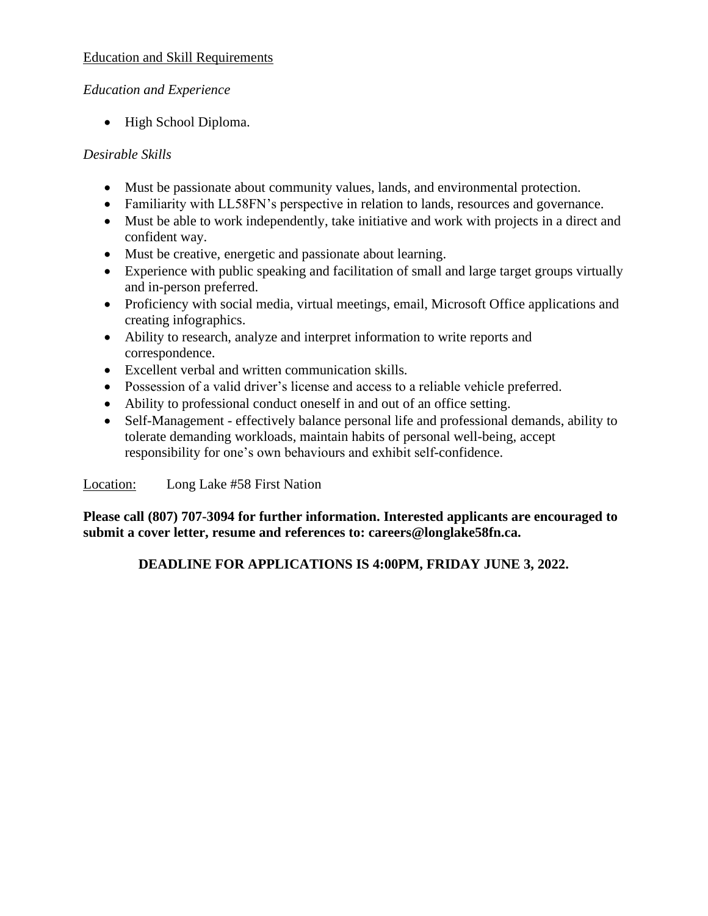Education and Skill Requirements

*Education and Experience*

- High School Diploma.

*Desirable Skills*

- Must be passionate about community values, lands, and environmental protection.
- Familiarity with LL58FN's perspective in relation to lands, resources and governance.
- Must be able to work independently, take initiative and work with projects in a direct and confident way.
- Must be creative, energetic and passionate about learning.
- Experience with public speaking and facilitation of small and large target groups virtually and in-person preferred.
- Proficiency with social media, virtual meetings, email, Microsoft Office applications and creating infographics.
- Ability to research, analyze and interpret information to write reports and correspondence.
- Excellent verbal and written communication skills.
- Possession of a valid driver's license and access to a reliable vehicle preferred.
- Ability to professional conduct oneself in and out of an office setting.
- Self-Management - effectively balance personal life and professional demands, ability to tolerate demanding workloads, maintain habits of personal well-being, accept responsibility for one's own behaviours and exhibit self-confidence.

Location: Long Lake #58 First Nation

**Please call (807) 707-3094 for further information. Interested applicants are encouraged to submit a cover letter, resume and references to: careers@longlake58fn.ca.**

**DEADLINE FOR APPLICATIONS IS 4:00PM, FRIDAY JUNE 3, 2022.**